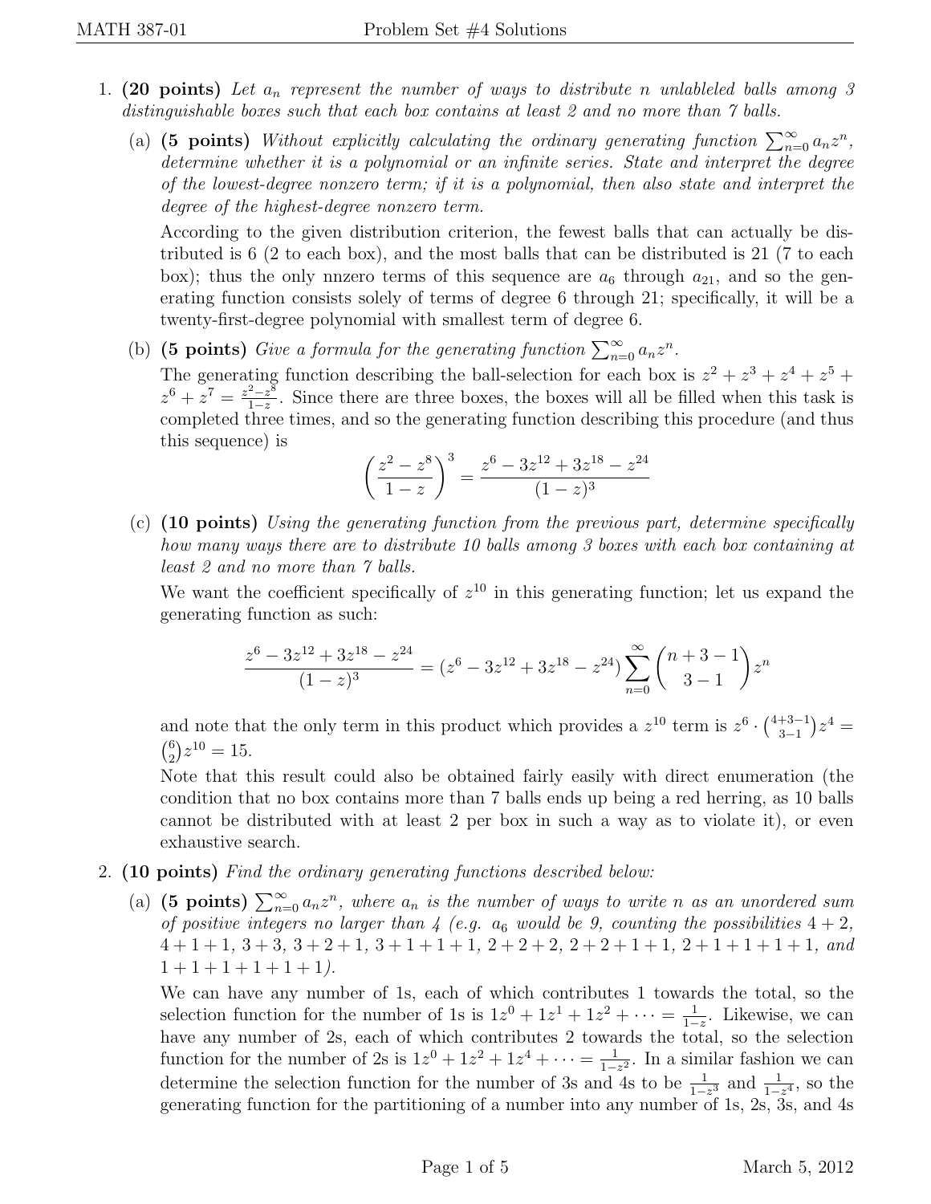1. **(20 points)** *Let $a_n$ represent the number of ways to distribute $n$ unlableled balls among 3 distinguishable boxes such that each box contains at least 2 and no more than 7 balls.*

   (a) **(5 points)** *Without explicitly calculating the ordinary generating function $\sum_{n=0}^{\infty} a_n z^n$, determine whether it is a polynomial or an infinite series. State and interpret the degree of the lowest-degree nonzero term; if it is a polynomial, then also state and interpret the degree of the highest-degree nonzero term.*

   According to the given distribution criterion, the fewest balls that can actually be distributed is 6 (2 to each box), and the most balls that can be distributed is 21 (7 to each box); thus the only nnzero terms of this sequence are $a_6$ through $a_{21}$, and so the generating function consists solely of terms of degree 6 through 21; specifically, it will be a twenty-first-degree polynomial with smallest term of degree 6.

   (b) **(5 points)** *Give a formula for the generating function $\sum_{n=0}^{\infty} a_n z^n$.*

   The generating function describing the ball-selection for each box is $z^2 + z^3 + z^4 + z^5 + z^6 + z^7 = \frac{z^2 - z^8}{1-z}$. Since there are three boxes, the boxes will all be filled when this task is completed three times, and so the generating function describing this procedure (and thus this sequence) is

   $$\left(\frac{z^2 - z^8}{1-z}\right)^3 = \frac{z^6 - 3z^{12} + 3z^{18} - z^{24}}{(1-z)^3}$$

   (c) **(10 points)** *Using the generating function from the previous part, determine specifically how many ways there are to distribute 10 balls among 3 boxes with each box containing at least 2 and no more than 7 balls.*

   We want the coefficient specifically of $z^{10}$ in this generating function; let us expand the generating function as such:

   $$\frac{z^6 - 3z^{12} + 3z^{18} - z^{24}}{(1-z)^3} = (z^6 - 3z^{12} + 3z^{18} - z^{24}) \sum_{n=0}^{\infty} \binom{n+3-1}{3-1} z^n$$

   and note that the only term in this product which provides a $z^{10}$ term is $z^6 \cdot \binom{4+3-1}{3-1} z^4 = \binom{6}{2} z^{10} = 15$.

   Note that this result could also be obtained fairly easily with direct enumeration (the condition that no box contains more than 7 balls ends up being a red herring, as 10 balls cannot be distributed with at least 2 per box in such a way as to violate it), or even exhaustive search.

2. **(10 points)** *Find the ordinary generating functions described below:*

   (a) **(5 points)** $\sum_{n=0}^{\infty} a_n z^n$, *where $a_n$ is the number of ways to write $n$ as an unordered sum of positive integers no larger than 4 (e.g. $a_6$ would be 9, counting the possibilities $4+2$, $4+1+1$, $3+3$, $3+2+1$, $3+1+1+1$, $2+2+2$, $2+2+1+1$, $2+1+1+1+1$, and $1+1+1+1+1+1$).*

   We can have any number of 1s, each of which contributes 1 towards the total, so the selection function for the number of 1s is $1z^0 + 1z^1 + 1z^2 + \cdots = \frac{1}{1-z}$. Likewise, we can have any number of 2s, each of which contributes 2 towards the total, so the selection function for the number of 2s is $1z^0 + 1z^2 + 1z^4 + \cdots = \frac{1}{1-z^2}$. In a similar fashion we can determine the selection function for the number of 3s and 4s to be $\frac{1}{1-z^3}$ and $\frac{1}{1-z^4}$, so the generating function for the partitioning of a number into any number of 1s, 2s, 3s, and 4s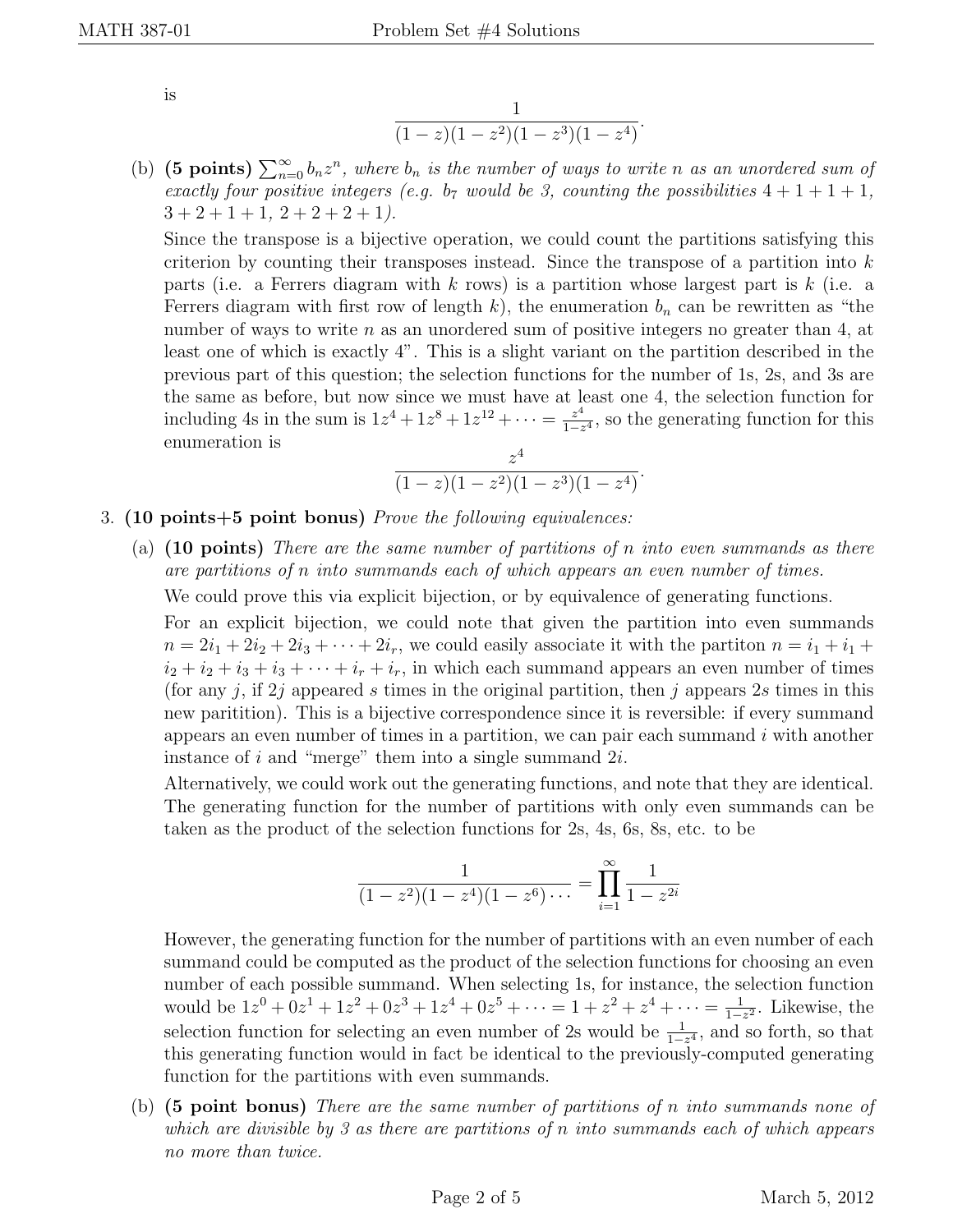is

$$\frac{1}{(1-z)(1-z^2)(1-z^3)(1-z^4)}.$$

(b) **(5 points)** *$\sum_{n=0}^{\infty} b_n z^n$, where $b_n$ is the number of ways to write $n$ as an unordered sum of exactly four positive integers (e.g. $b_7$ would be 3, counting the possibilities $4+1+1+1$, $3+2+1+1$, $2+2+2+1$).*

Since the transpose is a bijective operation, we could count the partitions satisfying this criterion by counting their transposes instead. Since the transpose of a partition into $k$ parts (i.e. a Ferrers diagram with $k$ rows) is a partition whose largest part is $k$ (i.e. a Ferrers diagram with first row of length $k$), the enumeration $b_n$ can be rewritten as "the number of ways to write $n$ as an unordered sum of positive integers no greater than 4, at least one of which is exactly 4". This is a slight variant on the partition described in the previous part of this question; the selection functions for the number of 1s, 2s, and 3s are the same as before, but now since we must have at least one 4, the selection function for including 4s in the sum is $1z^4 + 1z^8 + 1z^{12} + \cdots = \frac{z^4}{1-z^4}$, so the generating function for this enumeration is

$$\frac{z^4}{(1-z)(1-z^2)(1-z^3)(1-z^4)}.$$

3. **(10 points+5 point bonus)** *Prove the following equivalences:*

(a) **(10 points)** *There are the same number of partitions of $n$ into even summands as there are partitions of $n$ into summands each of which appears an even number of times.*

We could prove this via explicit bijection, or by equivalence of generating functions.

For an explicit bijection, we could note that given the partition into even summands $n = 2i_1 + 2i_2 + 2i_3 + \cdots + 2i_r$, we could easily associate it with the partiton $n = i_1 + i_1 + i_2 + i_2 + i_3 + i_3 + \cdots + i_r + i_r$, in which each summand appears an even number of times (for any $j$, if $2j$ appeared $s$ times in the original partition, then $j$ appears $2s$ times in this new paritition). This is a bijective correspondence since it is reversible: if every summand appears an even number of times in a partition, we can pair each summand $i$ with another instance of $i$ and "merge" them into a single summand $2i$.

Alternatively, we could work out the generating functions, and note that they are identical. The generating function for the number of partitions with only even summands can be taken as the product of the selection functions for 2s, 4s, 6s, 8s, etc. to be

$$\frac{1}{(1-z^2)(1-z^4)(1-z^6)\cdots} = \prod_{i=1}^{\infty} \frac{1}{1-z^{2i}}$$

However, the generating function for the number of partitions with an even number of each summand could be computed as the product of the selection functions for choosing an even number of each possible summand. When selecting 1s, for instance, the selection function would be $1z^0 + 0z^1 + 1z^2 + 0z^3 + 1z^4 + 0z^5 + \cdots = 1 + z^2 + z^4 + \cdots = \frac{1}{1-z^2}$. Likewise, the selection function for selecting an even number of 2s would be $\frac{1}{1-z^4}$, and so forth, so that this generating function would in fact be identical to the previously-computed generating function for the partitions with even summands.

(b) **(5 point bonus)** *There are the same number of partitions of $n$ into summands none of which are divisible by 3 as there are partitions of $n$ into summands each of which appears no more than twice.*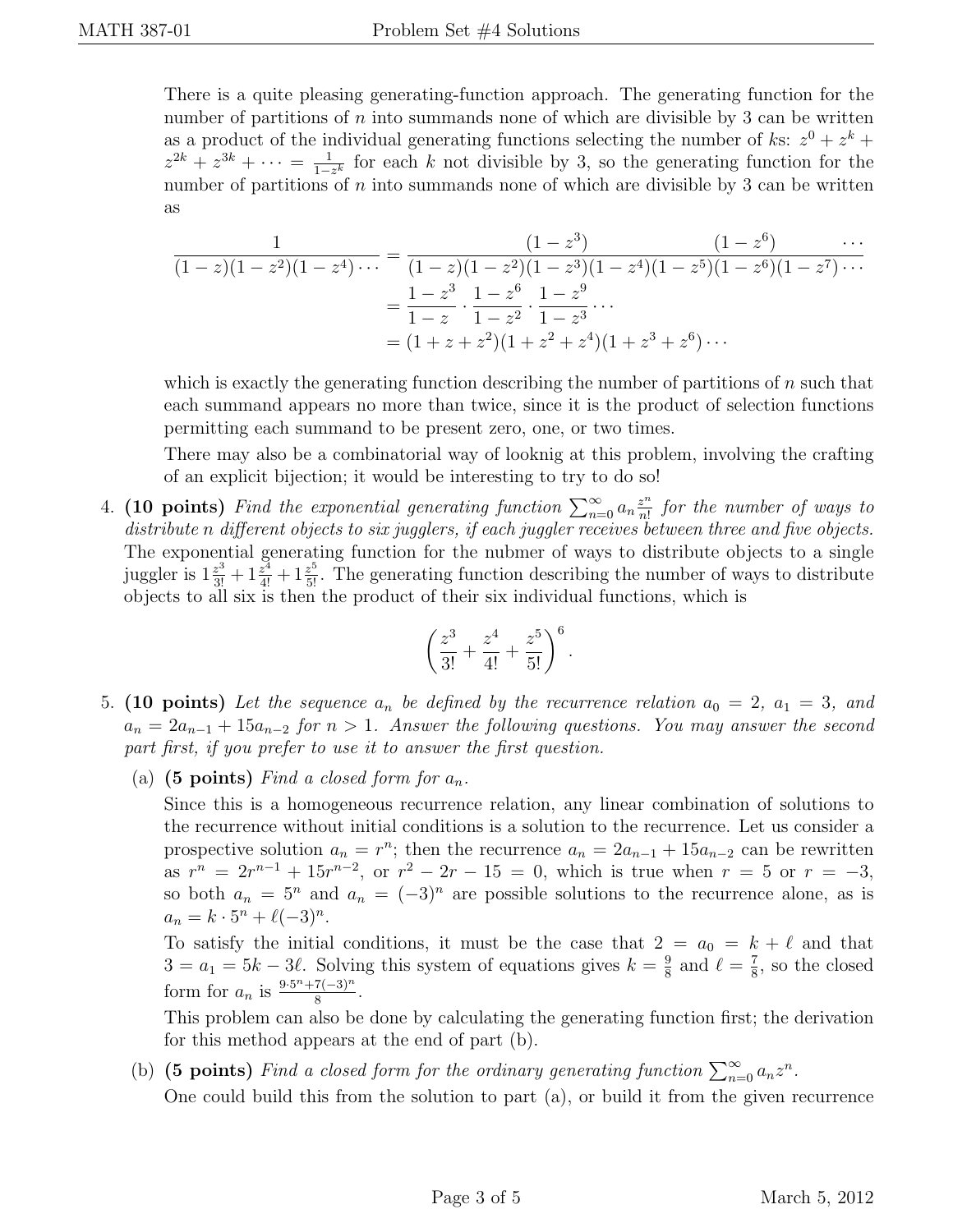There is a quite pleasing generating-function approach. The generating function for the number of partitions of $n$ into summands none of which are divisible by 3 can be written as a product of the individual generating functions selecting the number of $k$s: $z^0 + z^k + z^{2k} + z^{3k} + \cdots = \frac{1}{1-z^k}$ for each $k$ not divisible by 3, so the generating function for the number of partitions of $n$ into summands none of which are divisible by 3 can be written as

$$\begin{aligned}
\frac{1}{(1-z)(1-z^2)(1-z^4)\cdots} &= \frac{(1-z^3) \qquad\qquad\qquad (1-z^6) \qquad\quad \cdots}{(1-z)(1-z^2)(1-z^3)(1-z^4)(1-z^5)(1-z^6)(1-z^7)\cdots} \\
&= \frac{1-z^3}{1-z} \cdot \frac{1-z^6}{1-z^2} \cdot \frac{1-z^9}{1-z^3} \cdots \\
&= (1+z+z^2)(1+z^2+z^4)(1+z^3+z^6)\cdots
\end{aligned}$$

which is exactly the generating function describing the number of partitions of $n$ such that each summand appears no more than twice, since it is the product of selection functions permitting each summand to be present zero, one, or two times.

There may also be a combinatorial way of looknig at this problem, involving the crafting of an explicit bijection; it would be interesting to try to do so!

4. **(10 points)** *Find the exponential generating function $\sum_{n=0}^{\infty} a_n \frac{z^n}{n!}$ for the number of ways to distribute n different objects to six jugglers, if each juggler receives between three and five objects.*

   The exponential generating function for the nubmer of ways to distribute objects to a single juggler is $1\frac{z^3}{3!} + 1\frac{z^4}{4!} + 1\frac{z^5}{5!}$. The generating function describing the number of ways to distribute objects to all six is then the product of their six individual functions, which is

$$\left(\frac{z^3}{3!} + \frac{z^4}{4!} + \frac{z^5}{5!}\right)^6.$$

5. **(10 points)** *Let the sequence $a_n$ be defined by the recurrence relation $a_0 = 2$, $a_1 = 3$, and $a_n = 2a_{n-1} + 15a_{n-2}$ for $n > 1$. Answer the following questions. You may answer the second part first, if you prefer to use it to answer the first question.*

   (a) **(5 points)** *Find a closed form for $a_n$.*

   Since this is a homogeneous recurrence relation, any linear combination of solutions to the recurrence without initial conditions is a solution to the recurrence. Let us consider a prospective solution $a_n = r^n$; then the recurrence $a_n = 2a_{n-1} + 15a_{n-2}$ can be rewritten as $r^n = 2r^{n-1} + 15r^{n-2}$, or $r^2 - 2r - 15 = 0$, which is true when $r = 5$ or $r = -3$, so both $a_n = 5^n$ and $a_n = (-3)^n$ are possible solutions to the recurrence alone, as is $a_n = k \cdot 5^n + \ell(-3)^n$.

   To satisfy the initial conditions, it must be the case that $2 = a_0 = k + \ell$ and that $3 = a_1 = 5k - 3\ell$. Solving this system of equations gives $k = \frac{9}{8}$ and $\ell = \frac{7}{8}$, so the closed form for $a_n$ is $\frac{9 \cdot 5^n + 7(-3)^n}{8}$.

   This problem can also be done by calculating the generating function first; the derivation for this method appears at the end of part (b).

   (b) **(5 points)** *Find a closed form for the ordinary generating function $\sum_{n=0}^{\infty} a_n z^n$.*

   One could build this from the solution to part (a), or build it from the given recurrence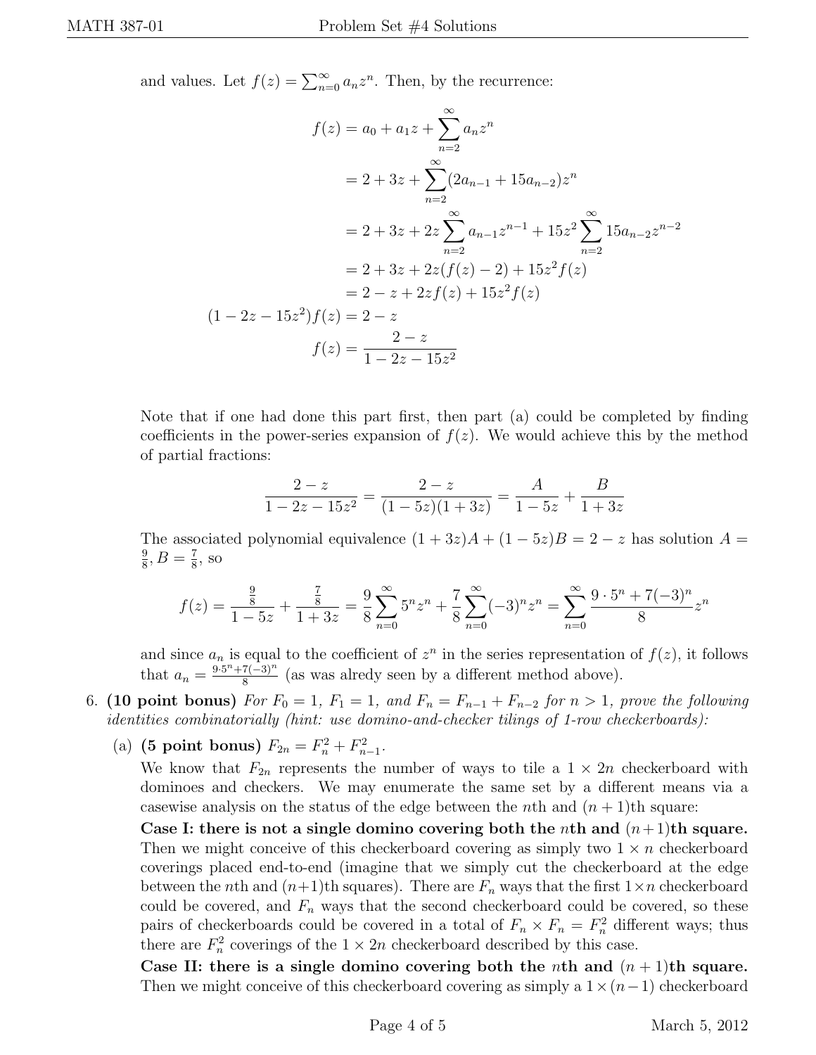and values. Let $f(z) = \sum_{n=0}^{\infty} a_n z^n$. Then, by the recurrence:

$$
\begin{aligned}
f(z) &= a_0 + a_1 z + \sum_{n=2}^{\infty} a_n z^n \\
&= 2 + 3z + \sum_{n=2}^{\infty} (2a_{n-1} + 15a_{n-2}) z^n \\
&= 2 + 3z + 2z \sum_{n=2}^{\infty} a_{n-1} z^{n-1} + 15z^2 \sum_{n=2}^{\infty} 15a_{n-2} z^{n-2} \\
&= 2 + 3z + 2z(f(z) - 2) + 15z^2 f(z) \\
&= 2 - z + 2zf(z) + 15z^2 f(z) \\
(1 - 2z - 15z^2) f(z) &= 2 - z \\
f(z) &= \frac{2 - z}{1 - 2z - 15z^2}
\end{aligned}
$$

Note that if one had done this part first, then part (a) could be completed by finding coefficients in the power-series expansion of $f(z)$. We would achieve this by the method of partial fractions:

$$
\frac{2 - z}{1 - 2z - 15z^2} = \frac{2 - z}{(1 - 5z)(1 + 3z)} = \frac{A}{1 - 5z} + \frac{B}{1 + 3z}
$$

The associated polynomial equivalence $(1 + 3z)A + (1 - 5z)B = 2 - z$ has solution $A = \frac{9}{8}, B = \frac{7}{8}$, so

$$
f(z) = \frac{\frac{9}{8}}{1 - 5z} + \frac{\frac{7}{8}}{1 + 3z} = \frac{9}{8} \sum_{n=0}^{\infty} 5^n z^n + \frac{7}{8} \sum_{n=0}^{\infty} (-3)^n z^n = \sum_{n=0}^{\infty} \frac{9 \cdot 5^n + 7(-3)^n}{8} z^n
$$

and since $a_n$ is equal to the coefficient of $z^n$ in the series representation of $f(z)$, it follows that $a_n = \frac{9 \cdot 5^n + 7(-3)^n}{8}$ (as was alredy seen by a different method above).

6. **(10 point bonus)** *For $F_0 = 1$, $F_1 = 1$, and $F_n = F_{n-1} + F_{n-2}$ for $n > 1$, prove the following identities combinatorially (hint: use domino-and-checker tilings of 1-row checkerboards):*

   (a) **(5 point bonus)** $F_{2n} = F_n^2 + F_{n-1}^2$.

   We know that $F_{2n}$ represents the number of ways to tile a $1 \times 2n$ checkerboard with dominoes and checkers. We may enumerate the same set by a different means via a casewise analysis on the status of the edge between the $n$th and $(n+1)$th square:

   **Case I: there is not a single domino covering both the $n$th and $(n+1)$th square.** Then we might conceive of this checkerboard covering as simply two $1 \times n$ checkerboard coverings placed end-to-end (imagine that we simply cut the checkerboard at the edge between the $n$th and $(n+1)$th squares). There are $F_n$ ways that the first $1 \times n$ checkerboard could be covered, and $F_n$ ways that the second checkerboard could be covered, so these pairs of checkerboards could be covered in a total of $F_n \times F_n = F_n^2$ different ways; thus there are $F_n^2$ coverings of the $1 \times 2n$ checkerboard described by this case.

   **Case II: there is a single domino covering both the $n$th and $(n + 1)$th square.** Then we might conceive of this checkerboard covering as simply a $1 \times (n - 1)$ checkerboard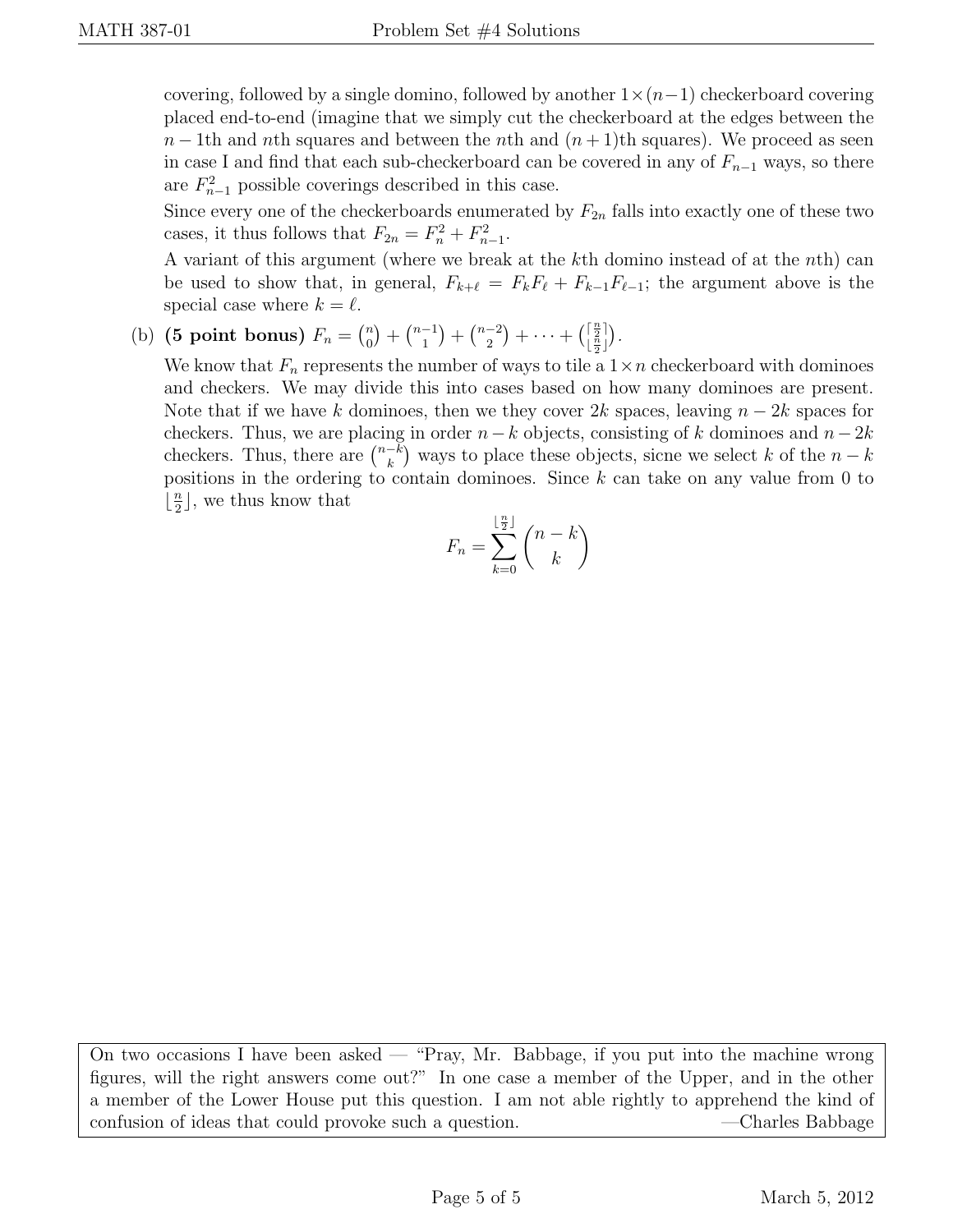covering, followed by a single domino, followed by another $1 \times (n-1)$ checkerboard covering placed end-to-end (imagine that we simply cut the checkerboard at the edges between the $n-1$th and $n$th squares and between the $n$th and $(n+1)$th squares). We proceed as seen in case I and find that each sub-checkerboard can be covered in any of $F_{n-1}$ ways, so there are $F_{n-1}^2$ possible coverings described in this case.

Since every one of the checkerboards enumerated by $F_{2n}$ falls into exactly one of these two cases, it thus follows that $F_{2n} = F_n^2 + F_{n-1}^2$.

A variant of this argument (where we break at the $k$th domino instead of at the $n$th) can be used to show that, in general, $F_{k+\ell} = F_k F_\ell + F_{k-1} F_{\ell-1}$; the argument above is the special case where $k = \ell$.

(b) **(5 point bonus)** $F_n = \binom{n}{0} + \binom{n-1}{1} + \binom{n-2}{2} + \cdots + \binom{\lceil \frac{n}{2} \rceil}{\lfloor \frac{n}{2} \rfloor}$.

We know that $F_n$ represents the number of ways to tile a $1 \times n$ checkerboard with dominoes and checkers. We may divide this into cases based on how many dominoes are present. Note that if we have $k$ dominoes, then we they cover $2k$ spaces, leaving $n - 2k$ spaces for checkers. Thus, we are placing in order $n - k$ objects, consisting of $k$ dominoes and $n - 2k$ checkers. Thus, there are $\binom{n-k}{k}$ ways to place these objects, sicne we select $k$ of the $n - k$ positions in the ordering to contain dominoes. Since $k$ can take on any value from 0 to $\lfloor \frac{n}{2} \rfloor$, we thus know that

$$F_n = \sum_{k=0}^{\lfloor \frac{n}{2} \rfloor} \binom{n-k}{k}$$

On two occasions I have been asked — "Pray, Mr. Babbage, if you put into the machine wrong figures, will the right answers come out?" In one case a member of the Upper, and in the other a member of the Lower House put this question. I am not able rightly to apprehend the kind of confusion of ideas that could provoke such a question. —Charles Babbage